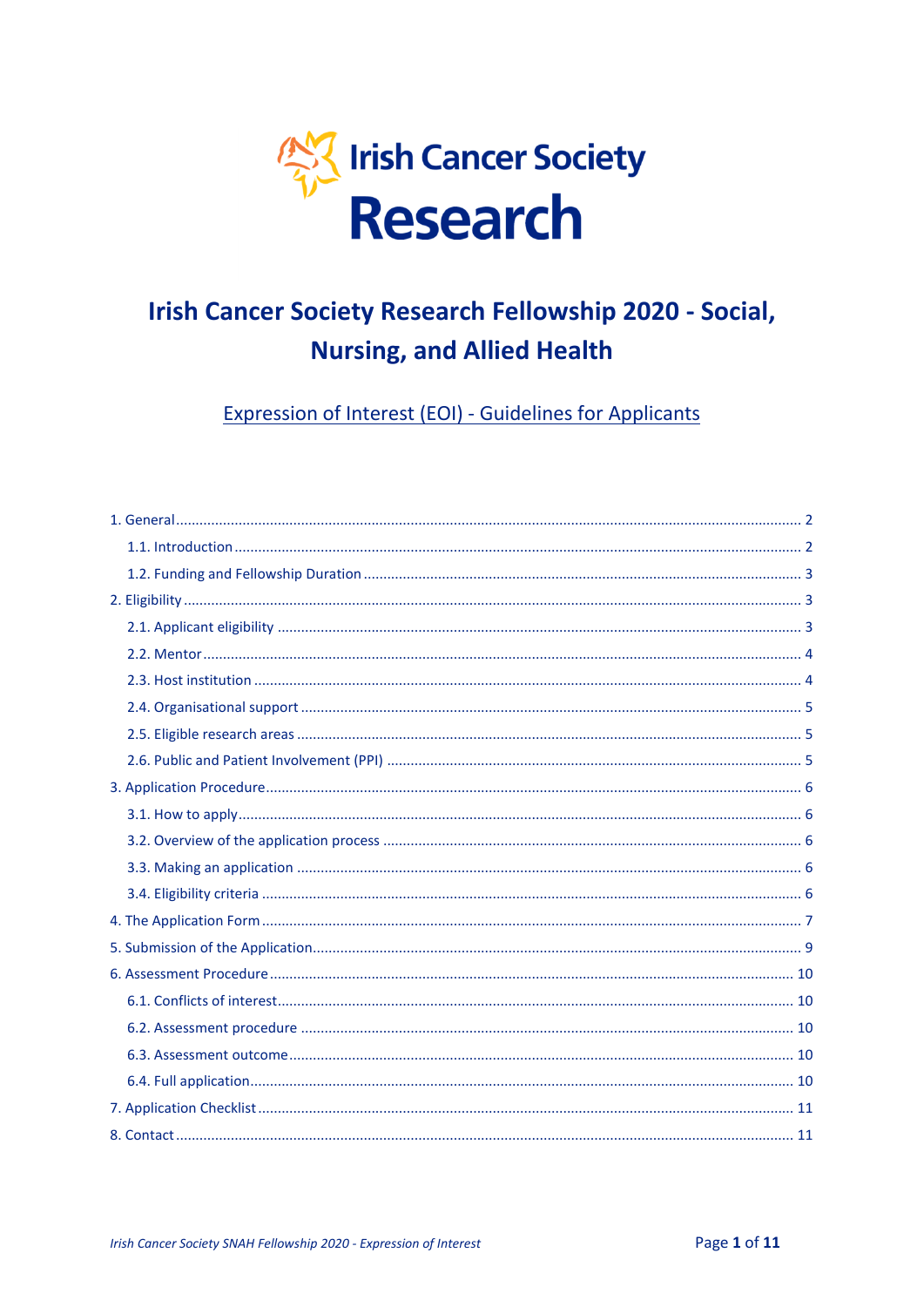Irish Cancer Society
**Research**

# Irish Cancer Society Research Fellowship 2020 - Social, Nursing, and Allied Health

## Expression of Interest (EOI) - Guidelines for Applicants

1. General ........ 2
   - 1.1. Introduction ........ 2
   - 1.2. Funding and Fellowship Duration ........ 3
2. Eligibility ........ 3
   - 2.1. Applicant eligibility ........ 3
   - 2.2. Mentor ........ 4
   - 2.3. Host institution ........ 4
   - 2.4. Organisational support ........ 5
   - 2.5. Eligible research areas ........ 5
   - 2.6. Public and Patient Involvement (PPI) ........ 5
3. Application Procedure ........ 6
   - 3.1. How to apply ........ 6
   - 3.2. Overview of the application process ........ 6
   - 3.3. Making an application ........ 6
   - 3.4. Eligibility criteria ........ 6
4. The Application Form ........ 7
5. Submission of the Application ........ 9
6. Assessment Procedure ........ 10
   - 6.1. Conflicts of interest ........ 10
   - 6.2. Assessment procedure ........ 10
   - 6.3. Assessment outcome ........ 10
   - 6.4. Full application ........ 10
7. Application Checklist ........ 11
8. Contact ........ 11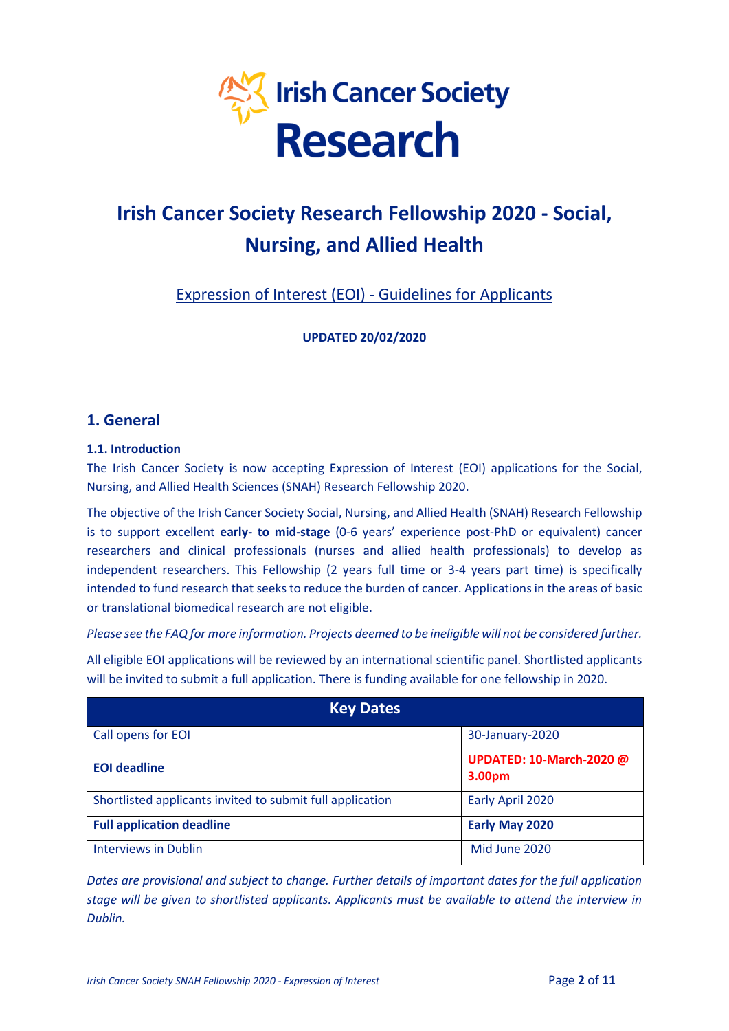Irish Cancer Society Research

# Irish Cancer Society Research Fellowship 2020 - Social, Nursing, and Allied Health

Expression of Interest (EOI) - Guidelines for Applicants

**UPDATED 20/02/2020**

## 1. General

### 1.1. Introduction

The Irish Cancer Society is now accepting Expression of Interest (EOI) applications for the Social, Nursing, and Allied Health Sciences (SNAH) Research Fellowship 2020.

The objective of the Irish Cancer Society Social, Nursing, and Allied Health (SNAH) Research Fellowship is to support excellent **early- to mid-stage** (0-6 years' experience post-PhD or equivalent) cancer researchers and clinical professionals (nurses and allied health professionals) to develop as independent researchers. This Fellowship (2 years full time or 3-4 years part time) is specifically intended to fund research that seeks to reduce the burden of cancer. Applications in the areas of basic or translational biomedical research are not eligible.

*Please see the FAQ for more information. Projects deemed to be ineligible will not be considered further.*

All eligible EOI applications will be reviewed by an international scientific panel. Shortlisted applicants will be invited to submit a full application. There is funding available for one fellowship in 2020.

| Key Dates | |
|---|---|
| Call opens for EOI | 30-January-2020 |
| **EOI deadline** | **UPDATED: 10-March-2020 @ 3.00pm** |
| Shortlisted applicants invited to submit full application | Early April 2020 |
| **Full application deadline** | **Early May 2020** |
| Interviews in Dublin | Mid June 2020 |

*Dates are provisional and subject to change. Further details of important dates for the full application stage will be given to shortlisted applicants. Applicants must be available to attend the interview in Dublin.*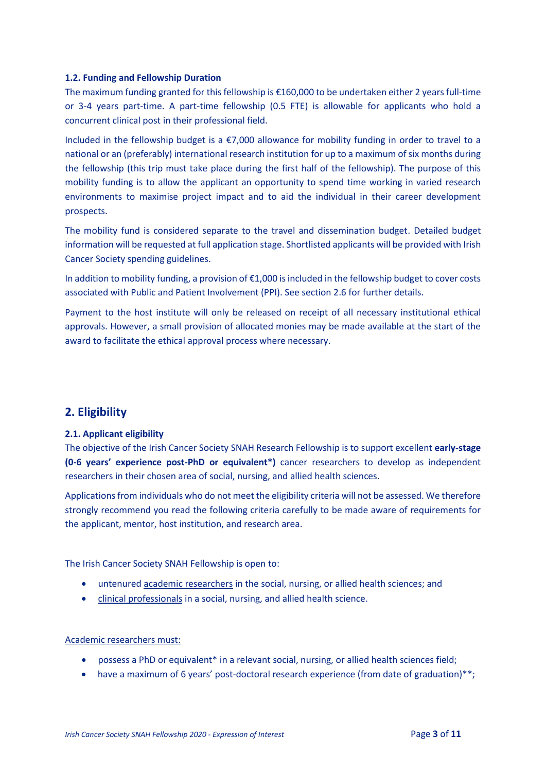### 1.2. Funding and Fellowship Duration

The maximum funding granted for this fellowship is €160,000 to be undertaken either 2 years full-time or 3-4 years part-time. A part-time fellowship (0.5 FTE) is allowable for applicants who hold a concurrent clinical post in their professional field.

Included in the fellowship budget is a €7,000 allowance for mobility funding in order to travel to a national or an (preferably) international research institution for up to a maximum of six months during the fellowship (this trip must take place during the first half of the fellowship). The purpose of this mobility funding is to allow the applicant an opportunity to spend time working in varied research environments to maximise project impact and to aid the individual in their career development prospects.

The mobility fund is considered separate to the travel and dissemination budget. Detailed budget information will be requested at full application stage. Shortlisted applicants will be provided with Irish Cancer Society spending guidelines.

In addition to mobility funding, a provision of €1,000 is included in the fellowship budget to cover costs associated with Public and Patient Involvement (PPI). See section 2.6 for further details.

Payment to the host institute will only be released on receipt of all necessary institutional ethical approvals. However, a small provision of allocated monies may be made available at the start of the award to facilitate the ethical approval process where necessary.

## 2. Eligibility

### 2.1. Applicant eligibility

The objective of the Irish Cancer Society SNAH Research Fellowship is to support excellent **early-stage (0-6 years' experience post-PhD or equivalent*)** cancer researchers to develop as independent researchers in their chosen area of social, nursing, and allied health sciences.

Applications from individuals who do not meet the eligibility criteria will not be assessed. We therefore strongly recommend you read the following criteria carefully to be made aware of requirements for the applicant, mentor, host institution, and research area.

The Irish Cancer Society SNAH Fellowship is open to:

- untenured academic researchers in the social, nursing, or allied health sciences; and
- clinical professionals in a social, nursing, and allied health science.

Academic researchers must:

- possess a PhD or equivalent* in a relevant social, nursing, or allied health sciences field;
- have a maximum of 6 years' post-doctoral research experience (from date of graduation)**;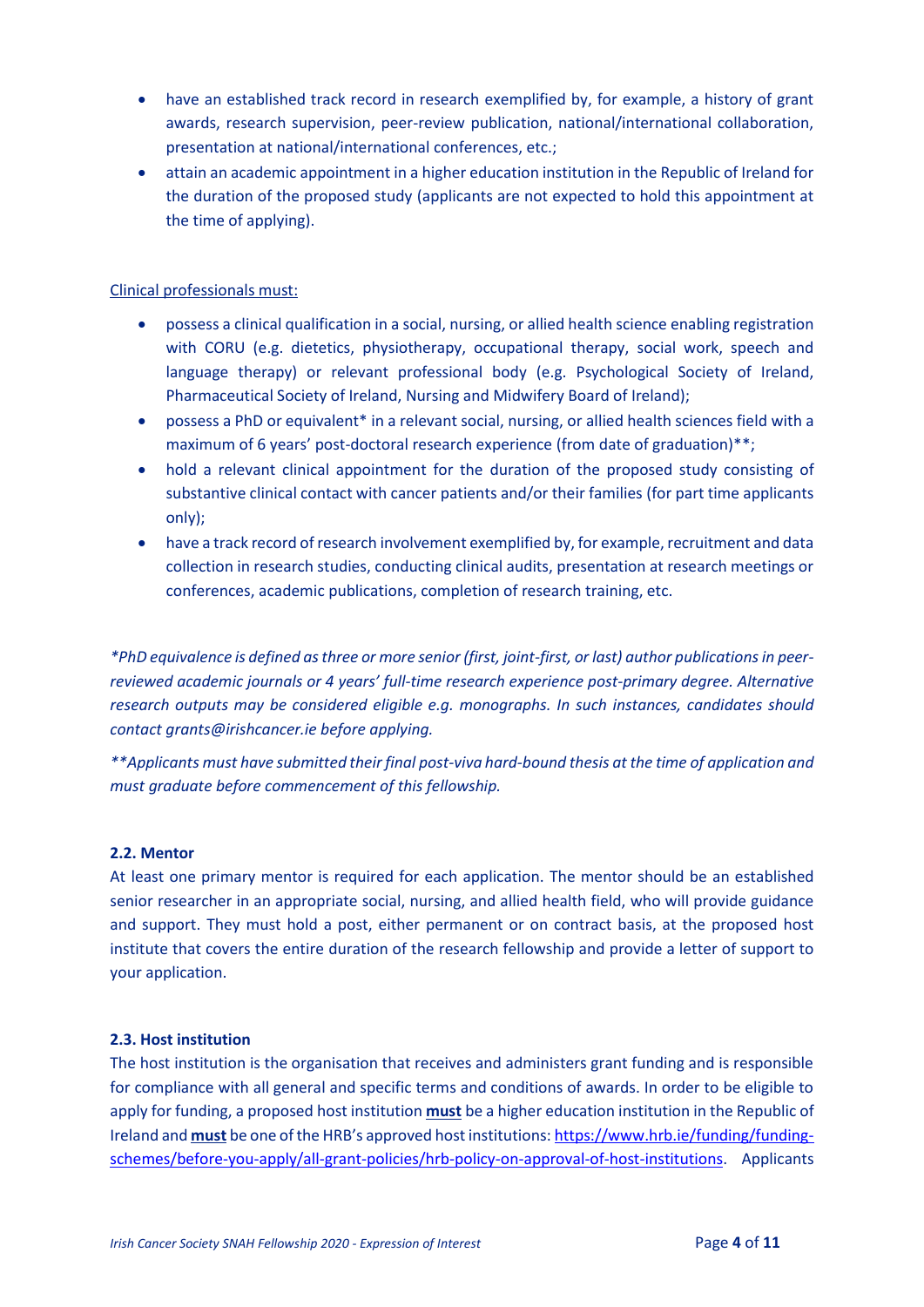- have an established track record in research exemplified by, for example, a history of grant awards, research supervision, peer-review publication, national/international collaboration, presentation at national/international conferences, etc.;
- attain an academic appointment in a higher education institution in the Republic of Ireland for the duration of the proposed study (applicants are not expected to hold this appointment at the time of applying).

Clinical professionals must:

- possess a clinical qualification in a social, nursing, or allied health science enabling registration with CORU (e.g. dietetics, physiotherapy, occupational therapy, social work, speech and language therapy) or relevant professional body (e.g. Psychological Society of Ireland, Pharmaceutical Society of Ireland, Nursing and Midwifery Board of Ireland);
- possess a PhD or equivalent* in a relevant social, nursing, or allied health sciences field with a maximum of 6 years' post-doctoral research experience (from date of graduation)**;
- hold a relevant clinical appointment for the duration of the proposed study consisting of substantive clinical contact with cancer patients and/or their families (for part time applicants only);
- have a track record of research involvement exemplified by, for example, recruitment and data collection in research studies, conducting clinical audits, presentation at research meetings or conferences, academic publications, completion of research training, etc.

*\*PhD equivalence is defined as three or more senior (first, joint-first, or last) author publications in peer-reviewed academic journals or 4 years' full-time research experience post-primary degree. Alternative research outputs may be considered eligible e.g. monographs. In such instances, candidates should contact grants@irishcancer.ie before applying.*

*\*\*Applicants must have submitted their final post-viva hard-bound thesis at the time of application and must graduate before commencement of this fellowship.*

### 2.2. Mentor

At least one primary mentor is required for each application. The mentor should be an established senior researcher in an appropriate social, nursing, and allied health field, who will provide guidance and support. They must hold a post, either permanent or on contract basis, at the proposed host institute that covers the entire duration of the research fellowship and provide a letter of support to your application.

### 2.3. Host institution

The host institution is the organisation that receives and administers grant funding and is responsible for compliance with all general and specific terms and conditions of awards. In order to be eligible to apply for funding, a proposed host institution **must** be a higher education institution in the Republic of Ireland and **must** be one of the HRB's approved host institutions: https://www.hrb.ie/funding/funding-schemes/before-you-apply/all-grant-policies/hrb-policy-on-approval-of-host-institutions. Applicants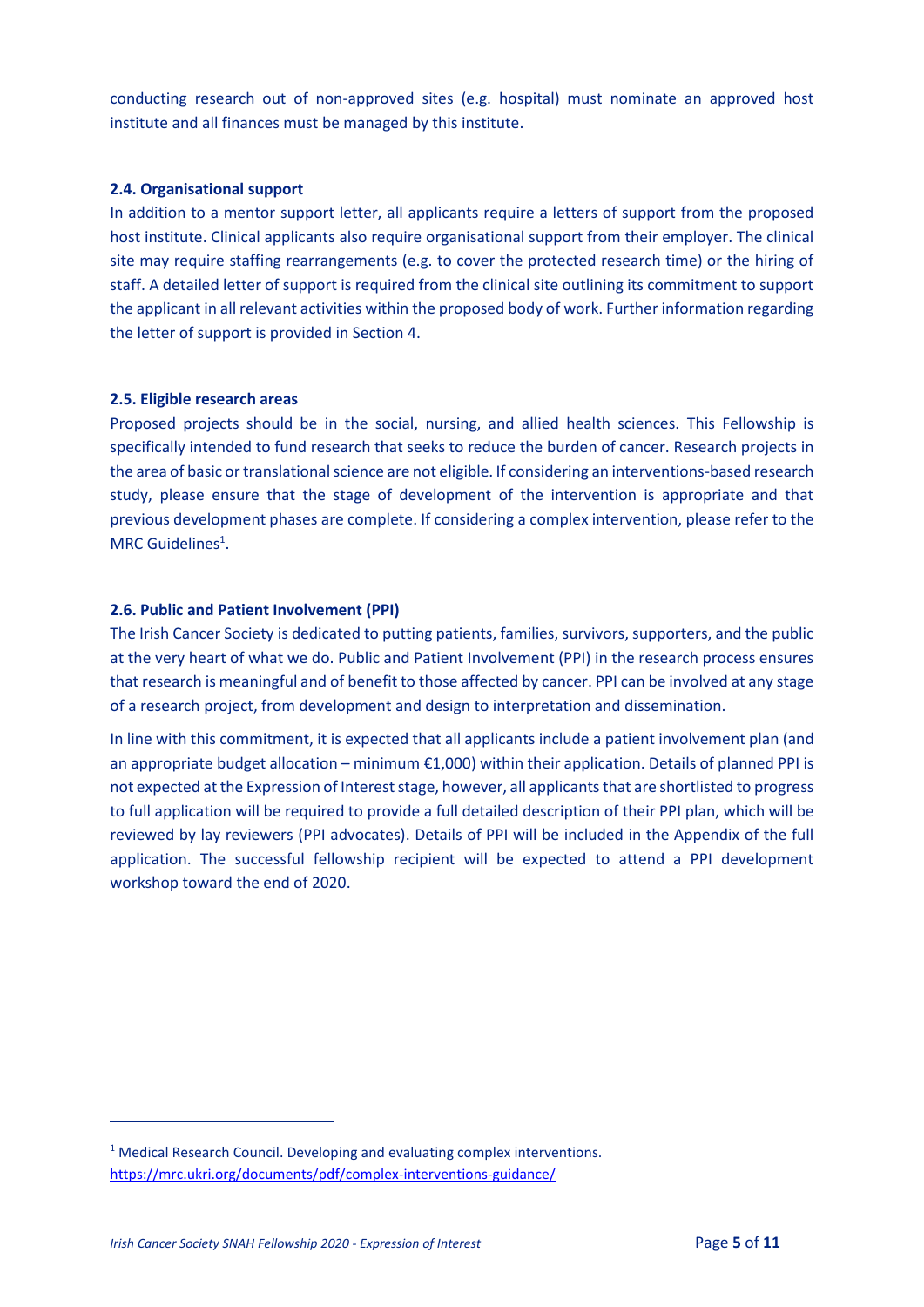conducting research out of non-approved sites (e.g. hospital) must nominate an approved host institute and all finances must be managed by this institute.

### 2.4. Organisational support

In addition to a mentor support letter, all applicants require a letters of support from the proposed host institute. Clinical applicants also require organisational support from their employer. The clinical site may require staffing rearrangements (e.g. to cover the protected research time) or the hiring of staff. A detailed letter of support is required from the clinical site outlining its commitment to support the applicant in all relevant activities within the proposed body of work. Further information regarding the letter of support is provided in Section 4.

### 2.5. Eligible research areas

Proposed projects should be in the social, nursing, and allied health sciences. This Fellowship is specifically intended to fund research that seeks to reduce the burden of cancer. Research projects in the area of basic or translational science are not eligible. If considering an interventions-based research study, please ensure that the stage of development of the intervention is appropriate and that previous development phases are complete. If considering a complex intervention, please refer to the MRC Guidelines[1].

### 2.6. Public and Patient Involvement (PPI)

The Irish Cancer Society is dedicated to putting patients, families, survivors, supporters, and the public at the very heart of what we do. Public and Patient Involvement (PPI) in the research process ensures that research is meaningful and of benefit to those affected by cancer. PPI can be involved at any stage of a research project, from development and design to interpretation and dissemination.

In line with this commitment, it is expected that all applicants include a patient involvement plan (and an appropriate budget allocation – minimum €1,000) within their application. Details of planned PPI is not expected at the Expression of Interest stage, however, all applicants that are shortlisted to progress to full application will be required to provide a full detailed description of their PPI plan, which will be reviewed by lay reviewers (PPI advocates). Details of PPI will be included in the Appendix of the full application. The successful fellowship recipient will be expected to attend a PPI development workshop toward the end of 2020.

---

[1] Medical Research Council. Developing and evaluating complex interventions. https://mrc.ukri.org/documents/pdf/complex-interventions-guidance/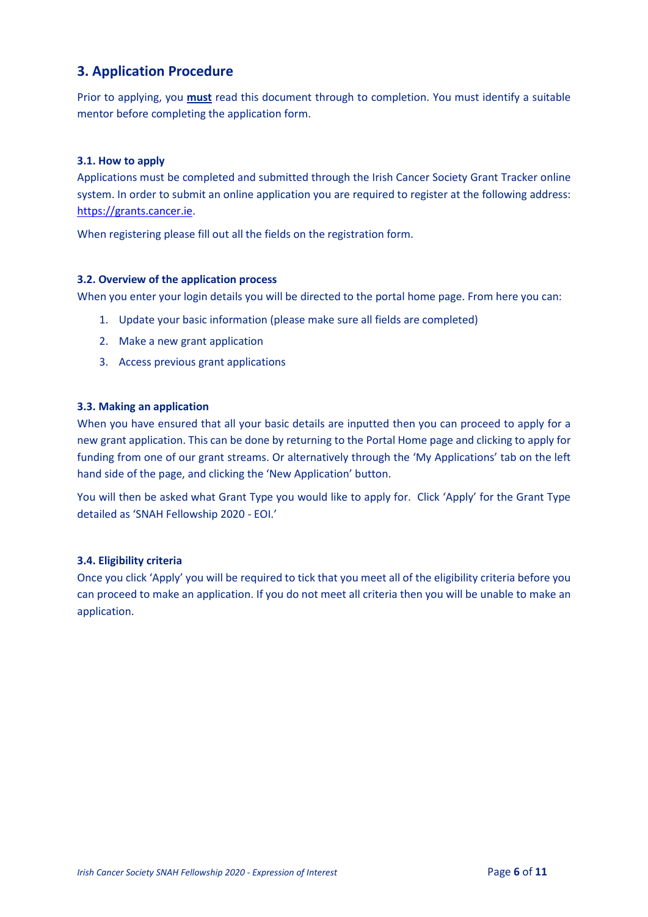## 3. Application Procedure

Prior to applying, you **must** read this document through to completion. You must identify a suitable mentor before completing the application form.

### 3.1. How to apply

Applications must be completed and submitted through the Irish Cancer Society Grant Tracker online system. In order to submit an online application you are required to register at the following address: https://grants.cancer.ie.

When registering please fill out all the fields on the registration form.

### 3.2. Overview of the application process

When you enter your login details you will be directed to the portal home page. From here you can:

1. Update your basic information (please make sure all fields are completed)
2. Make a new grant application
3. Access previous grant applications

### 3.3. Making an application

When you have ensured that all your basic details are inputted then you can proceed to apply for a new grant application. This can be done by returning to the Portal Home page and clicking to apply for funding from one of our grant streams. Or alternatively through the 'My Applications' tab on the left hand side of the page, and clicking the 'New Application' button.

You will then be asked what Grant Type you would like to apply for. Click 'Apply' for the Grant Type detailed as 'SNAH Fellowship 2020 - EOI.'

### 3.4. Eligibility criteria

Once you click 'Apply' you will be required to tick that you meet all of the eligibility criteria before you can proceed to make an application. If you do not meet all criteria then you will be unable to make an application.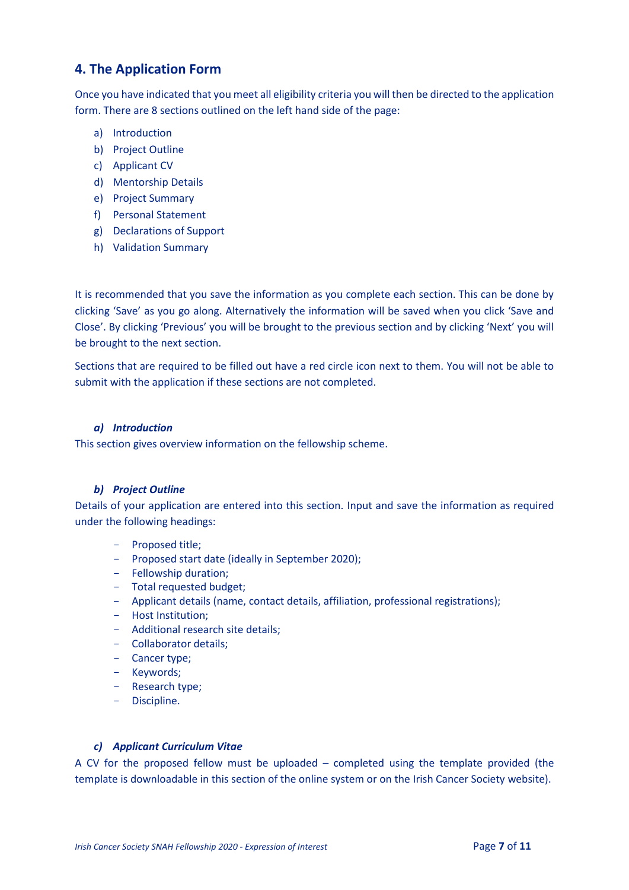## 4. The Application Form

Once you have indicated that you meet all eligibility criteria you will then be directed to the application form. There are 8 sections outlined on the left hand side of the page:

a) Introduction
b) Project Outline
c) Applicant CV
d) Mentorship Details
e) Project Summary
f) Personal Statement
g) Declarations of Support
h) Validation Summary

It is recommended that you save the information as you complete each section. This can be done by clicking 'Save' as you go along. Alternatively the information will be saved when you click 'Save and Close'. By clicking 'Previous' you will be brought to the previous section and by clicking 'Next' you will be brought to the next section.

Sections that are required to be filled out have a red circle icon next to them. You will not be able to submit with the application if these sections are not completed.

#### *a) Introduction*

This section gives overview information on the fellowship scheme.

#### *b) Project Outline*

Details of your application are entered into this section. Input and save the information as required under the following headings:

- Proposed title;
- Proposed start date (ideally in September 2020);
- Fellowship duration;
- Total requested budget;
- Applicant details (name, contact details, affiliation, professional registrations);
- Host Institution;
- Additional research site details;
- Collaborator details;
- Cancer type;
- Keywords;
- Research type;
- Discipline.

#### *c) Applicant Curriculum Vitae*

A CV for the proposed fellow must be uploaded – completed using the template provided (the template is downloadable in this section of the online system or on the Irish Cancer Society website).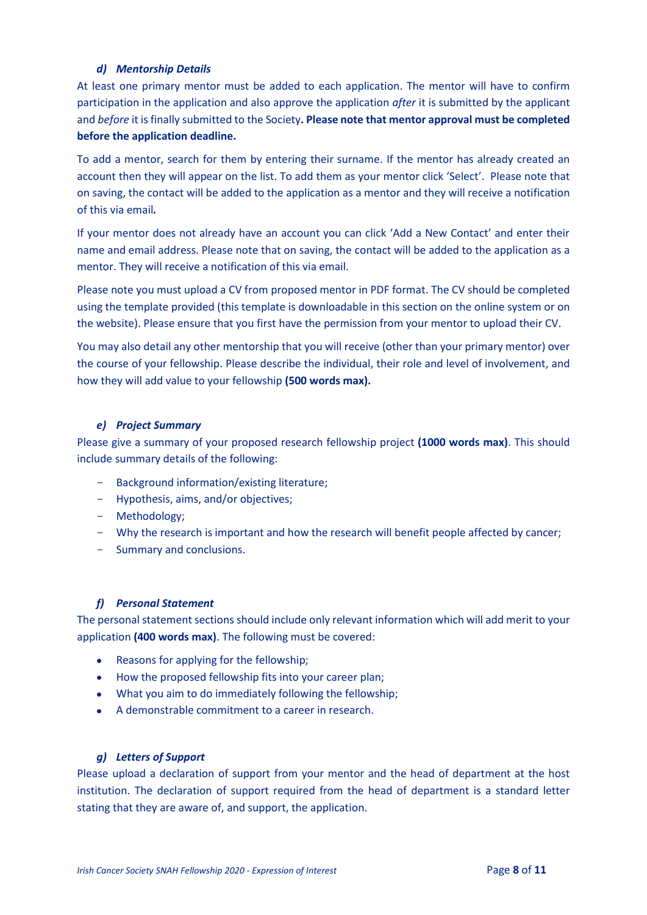#### *d) Mentorship Details*

At least one primary mentor must be added to each application. The mentor will have to confirm participation in the application and also approve the application *after* it is submitted by the applicant and *before* it is finally submitted to the Society**. Please note that mentor approval must be completed before the application deadline.**

To add a mentor, search for them by entering their surname. If the mentor has already created an account then they will appear on the list. To add them as your mentor click 'Select'. Please note that on saving, the contact will be added to the application as a mentor and they will receive a notification of this via email***.***

If your mentor does not already have an account you can click 'Add a New Contact' and enter their name and email address. Please note that on saving, the contact will be added to the application as a mentor. They will receive a notification of this via email.

Please note you must upload a CV from proposed mentor in PDF format. The CV should be completed using the template provided (this template is downloadable in this section on the online system or on the website). Please ensure that you first have the permission from your mentor to upload their CV.

You may also detail any other mentorship that you will receive (other than your primary mentor) over the course of your fellowship. Please describe the individual, their role and level of involvement, and how they will add value to your fellowship **(500 words max).**

#### *e) Project Summary*

Please give a summary of your proposed research fellowship project **(1000 words max)**. This should include summary details of the following:

- Background information/existing literature;
- Hypothesis, aims, and/or objectives;
- Methodology;
- Why the research is important and how the research will benefit people affected by cancer;
- Summary and conclusions.

#### *f) Personal Statement*

The personal statement sections should include only relevant information which will add merit to your application **(400 words max)**. The following must be covered:

- Reasons for applying for the fellowship;
- How the proposed fellowship fits into your career plan;
- What you aim to do immediately following the fellowship;
- A demonstrable commitment to a career in research.

#### *g) Letters of Support*

Please upload a declaration of support from your mentor and the head of department at the host institution. The declaration of support required from the head of department is a standard letter stating that they are aware of, and support, the application.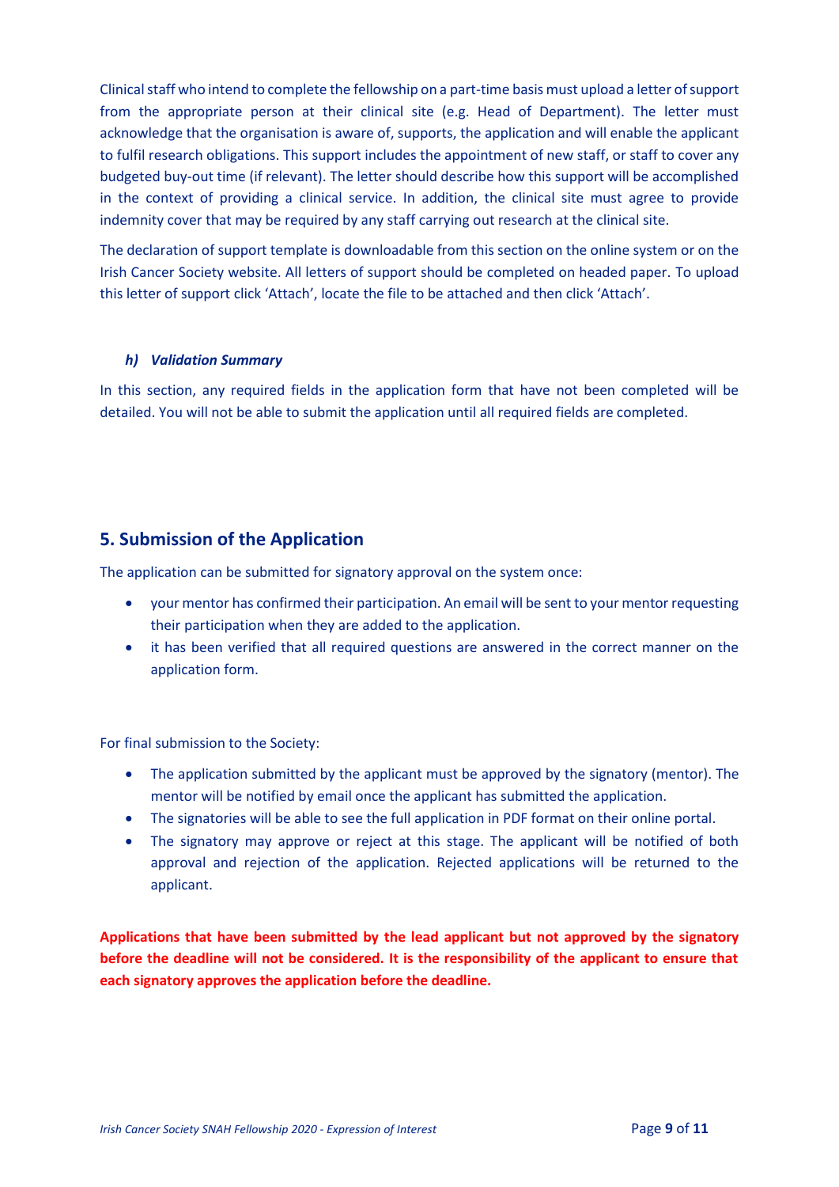Clinical staff who intend to complete the fellowship on a part-time basis must upload a letter of support from the appropriate person at their clinical site (e.g. Head of Department). The letter must acknowledge that the organisation is aware of, supports, the application and will enable the applicant to fulfil research obligations. This support includes the appointment of new staff, or staff to cover any budgeted buy-out time (if relevant). The letter should describe how this support will be accomplished in the context of providing a clinical service. In addition, the clinical site must agree to provide indemnity cover that may be required by any staff carrying out research at the clinical site.

The declaration of support template is downloadable from this section on the online system or on the Irish Cancer Society website. All letters of support should be completed on headed paper. To upload this letter of support click 'Attach', locate the file to be attached and then click 'Attach'.

#### *h) Validation Summary*

In this section, any required fields in the application form that have not been completed will be detailed. You will not be able to submit the application until all required fields are completed.

## 5. Submission of the Application

The application can be submitted for signatory approval on the system once:

- your mentor has confirmed their participation. An email will be sent to your mentor requesting their participation when they are added to the application.
- it has been verified that all required questions are answered in the correct manner on the application form.

For final submission to the Society:

- The application submitted by the applicant must be approved by the signatory (mentor). The mentor will be notified by email once the applicant has submitted the application.
- The signatories will be able to see the full application in PDF format on their online portal.
- The signatory may approve or reject at this stage. The applicant will be notified of both approval and rejection of the application. Rejected applications will be returned to the applicant.

**Applications that have been submitted by the lead applicant but not approved by the signatory before the deadline will not be considered. It is the responsibility of the applicant to ensure that each signatory approves the application before the deadline.**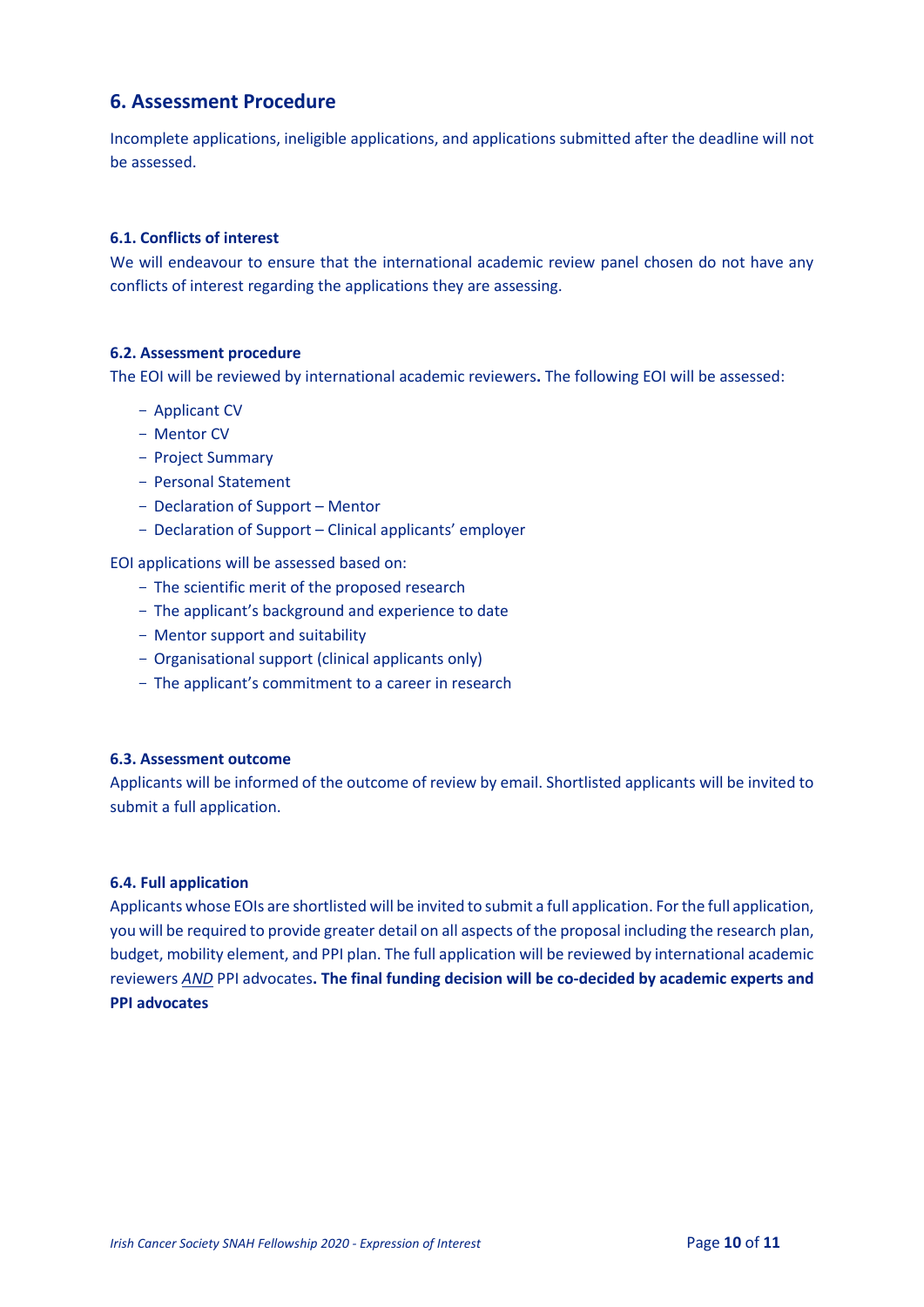## 6. Assessment Procedure

Incomplete applications, ineligible applications, and applications submitted after the deadline will not be assessed.

### 6.1. Conflicts of interest

We will endeavour to ensure that the international academic review panel chosen do not have any conflicts of interest regarding the applications they are assessing.

### 6.2. Assessment procedure

The EOI will be reviewed by international academic reviewers**.** The following EOI will be assessed:

- Applicant CV
- Mentor CV
- Project Summary
- Personal Statement
- Declaration of Support – Mentor
- Declaration of Support – Clinical applicants' employer

EOI applications will be assessed based on:

- The scientific merit of the proposed research
- The applicant's background and experience to date
- Mentor support and suitability
- Organisational support (clinical applicants only)
- The applicant's commitment to a career in research

### 6.3. Assessment outcome

Applicants will be informed of the outcome of review by email. Shortlisted applicants will be invited to submit a full application.

### 6.4. Full application

Applicants whose EOIs are shortlisted will be invited to submit a full application. For the full application, you will be required to provide greater detail on all aspects of the proposal including the research plan, budget, mobility element, and PPI plan. The full application will be reviewed by international academic reviewers *AND* PPI advocates**. The final funding decision will be co-decided by academic experts and PPI advocates**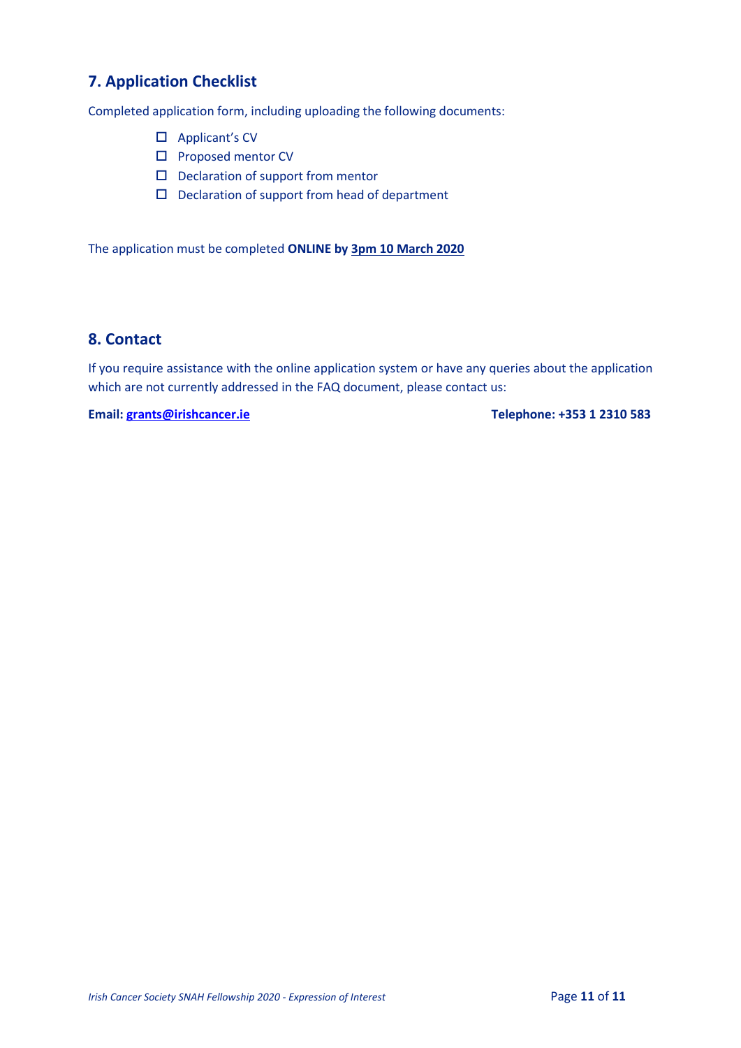## 7. Application Checklist

Completed application form, including uploading the following documents:

- ☐ Applicant's CV
- ☐ Proposed mentor CV
- ☐ Declaration of support from mentor
- ☐ Declaration of support from head of department

The application must be completed **ONLINE by 3pm 10 March 2020**

## 8. Contact

If you require assistance with the online application system or have any queries about the application which are not currently addressed in the FAQ document, please contact us:

**Email: grants@irishcancer.ie** **Telephone: +353 1 2310 583**